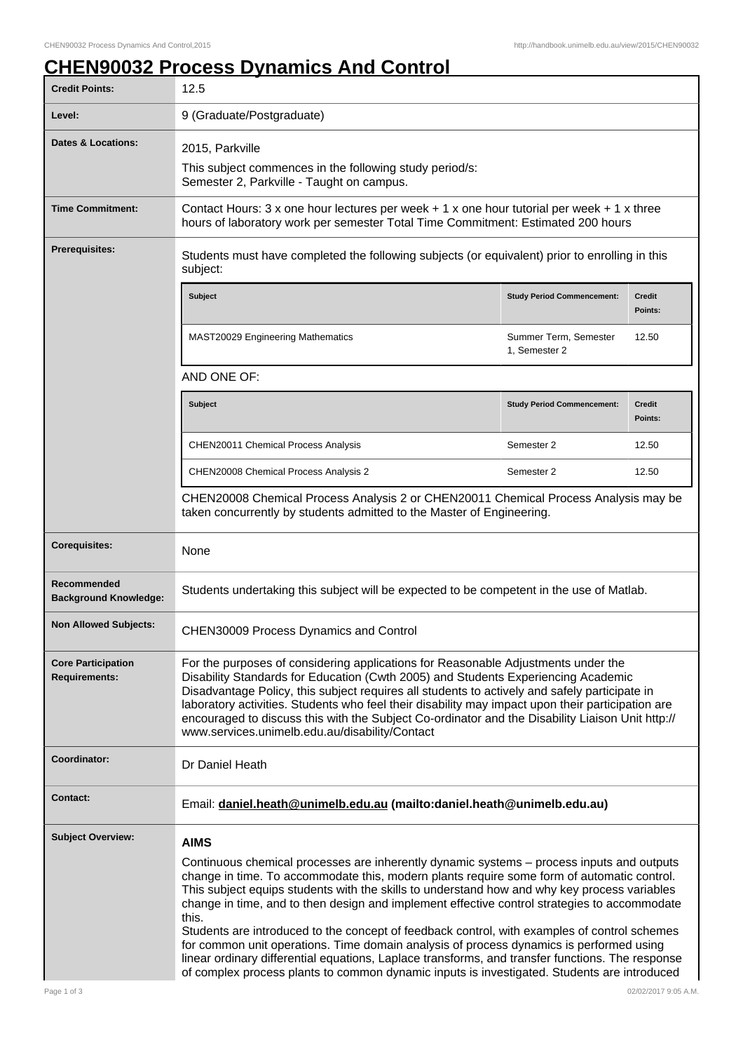# CHEN90032 Process Dynamics And Control

| | |
|---|---|
| **Credit Points:** | 12.5 |
| **Level:** | 9 (Graduate/Postgraduate) |
| **Dates & Locations:** | 2015, Parkville<br>This subject commences in the following study period/s:<br>Semester 2, Parkville - Taught on campus. |
| **Time Commitment:** | Contact Hours: 3 x one hour lectures per week + 1 x one hour tutorial per week + 1 x three hours of laboratory work per semester Total Time Commitment: Estimated 200 hours |
| **Prerequisites:** | Students must have completed the following subjects (or equivalent) prior to enrolling in this subject: |

| Subject | Study Period Commencement: | Credit Points: |
|---|---|---|
| MAST20029 Engineering Mathematics | Summer Term, Semester 1, Semester 2 | 12.50 |

AND ONE OF:

| Subject | Study Period Commencement: | Credit Points: |
|---|---|---|
| CHEN20011 Chemical Process Analysis | Semester 2 | 12.50 |
| CHEN20008 Chemical Process Analysis 2 | Semester 2 | 12.50 |

CHEN20008 Chemical Process Analysis 2 or CHEN20011 Chemical Process Analysis may be taken concurrently by students admitted to the Master of Engineering.

| | |
|---|---|
| **Corequisites:** | None |
| **Recommended Background Knowledge:** | Students undertaking this subject will be expected to be competent in the use of Matlab. |
| **Non Allowed Subjects:** | CHEN30009 Process Dynamics and Control |
| **Core Participation Requirements:** | For the purposes of considering applications for Reasonable Adjustments under the Disability Standards for Education (Cwth 2005) and Students Experiencing Academic Disadvantage Policy, this subject requires all students to actively and safely participate in laboratory activities. Students who feel their disability may impact upon their participation are encouraged to discuss this with the Subject Co-ordinator and the Disability Liaison Unit http://www.services.unimelb.edu.au/disability/Contact |
| **Coordinator:** | Dr Daniel Heath |
| **Contact:** | Email: **daniel.heath@unimelb.edu.au (mailto:daniel.heath@unimelb.edu.au)** |

**Subject Overview:**

**AIMS**

Continuous chemical processes are inherently dynamic systems – process inputs and outputs change in time. To accommodate this, modern plants require some form of automatic control. This subject equips students with the skills to understand how and why key process variables change in time, and to then design and implement effective control strategies to accommodate this.

Students are introduced to the concept of feedback control, with examples of control schemes for common unit operations. Time domain analysis of process dynamics is performed using linear ordinary differential equations, Laplace transforms, and transfer functions. The response of complex process plants to common dynamic inputs is investigated. Students are introduced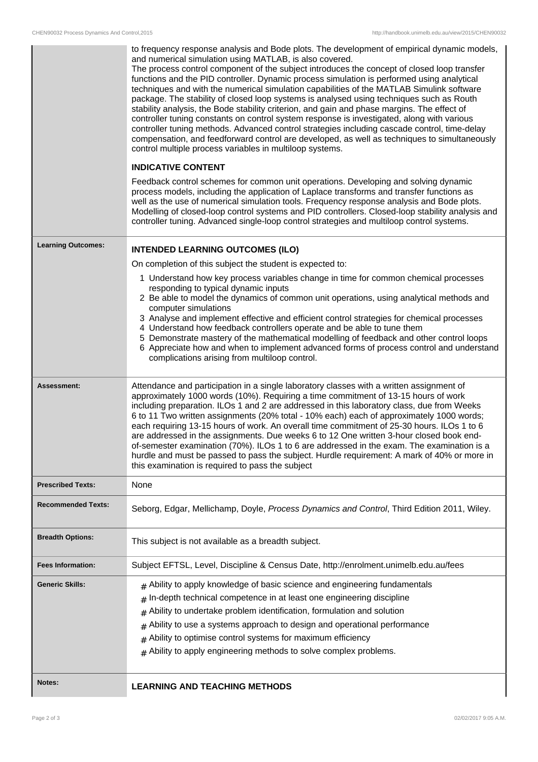to frequency response analysis and Bode plots. The development of empirical dynamic models, and numerical simulation using MATLAB, is also covered.
The process control component of the subject introduces the concept of closed loop transfer functions and the PID controller. Dynamic process simulation is performed using analytical techniques and with the numerical simulation capabilities of the MATLAB Simulink software package. The stability of closed loop systems is analysed using techniques such as Routh stability analysis, the Bode stability criterion, and gain and phase margins. The effect of controller tuning constants on control system response is investigated, along with various controller tuning methods. Advanced control strategies including cascade control, time-delay compensation, and feedforward control are developed, as well as techniques to simultaneously control multiple process variables in multiloop systems.

**INDICATIVE CONTENT**

Feedback control schemes for common unit operations. Developing and solving dynamic process models, including the application of Laplace transforms and transfer functions as well as the use of numerical simulation tools. Frequency response analysis and Bode plots. Modelling of closed-loop control systems and PID controllers. Closed-loop stability analysis and controller tuning. Advanced single-loop control strategies and multiloop control systems.

| | |
|---|---|
| **Learning Outcomes:** | **INTENDED LEARNING OUTCOMES (ILO)**<br>On completion of this subject the student is expected to:<br>1 Understand how key process variables change in time for common chemical processes responding to typical dynamic inputs<br>2 Be able to model the dynamics of common unit operations, using analytical methods and computer simulations<br>3 Analyse and implement effective and efficient control strategies for chemical processes<br>4 Understand how feedback controllers operate and be able to tune them<br>5 Demonstrate mastery of the mathematical modelling of feedback and other control loops<br>6 Appreciate how and when to implement advanced forms of process control and understand complications arising from multiloop control. |
| **Assessment:** | Attendance and participation in a single laboratory classes with a written assignment of approximately 1000 words (10%). Requiring a time commitment of 13-15 hours of work including preparation. ILOs 1 and 2 are addressed in this laboratory class, due from Weeks 6 to 11 Two written assignments (20% total - 10% each) each of approximately 1000 words; each requiring 13-15 hours of work. An overall time commitment of 25-30 hours. ILOs 1 to 6 are addressed in the assignments. Due weeks 6 to 12 One written 3-hour closed book end-of-semester examination (70%). ILOs 1 to 6 are addressed in the exam. The examination is a hurdle and must be passed to pass the subject. Hurdle requirement: A mark of 40% or more in this examination is required to pass the subject |
| **Prescribed Texts:** | None |
| **Recommended Texts:** | Seborg, Edgar, Mellichamp, Doyle, *Process Dynamics and Control*, Third Edition 2011, Wiley. |
| **Breadth Options:** | This subject is not available as a breadth subject. |
| **Fees Information:** | Subject EFTSL, Level, Discipline & Census Date, http://enrolment.unimelb.edu.au/fees |
| **Generic Skills:** | # Ability to apply knowledge of basic science and engineering fundamentals<br># In-depth technical competence in at least one engineering discipline<br># Ability to undertake problem identification, formulation and solution<br># Ability to use a systems approach to design and operational performance<br># Ability to optimise control systems for maximum efficiency<br># Ability to apply engineering methods to solve complex problems. |
| **Notes:** | **LEARNING AND TEACHING METHODS** |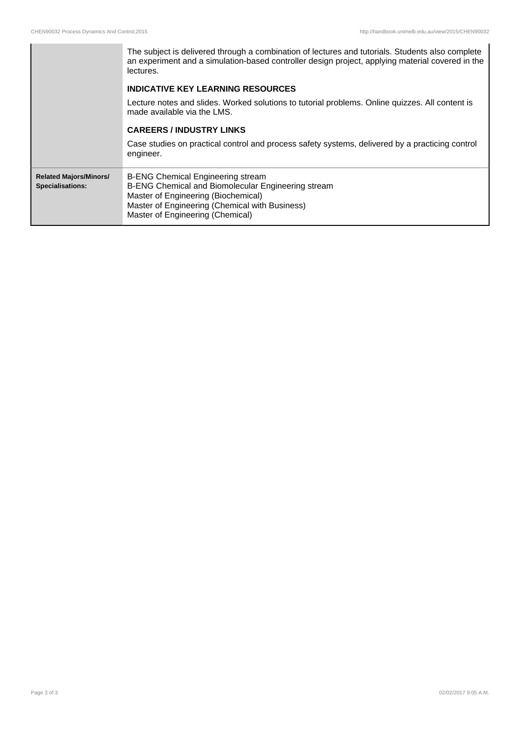| | |
|---|---|
| | The subject is delivered through a combination of lectures and tutorials. Students also complete an experiment and a simulation-based controller design project, applying material covered in the lectures.<br><br>**INDICATIVE KEY LEARNING RESOURCES**<br><br>Lecture notes and slides. Worked solutions to tutorial problems. Online quizzes. All content is made available via the LMS.<br><br>**CAREERS / INDUSTRY LINKS**<br><br>Case studies on practical control and process safety systems, delivered by a practicing control engineer. |
| **Related Majors/Minors/ Specialisations:** | B-ENG Chemical Engineering stream<br>B-ENG Chemical and Biomolecular Engineering stream<br>Master of Engineering (Biochemical)<br>Master of Engineering (Chemical with Business)<br>Master of Engineering (Chemical) |